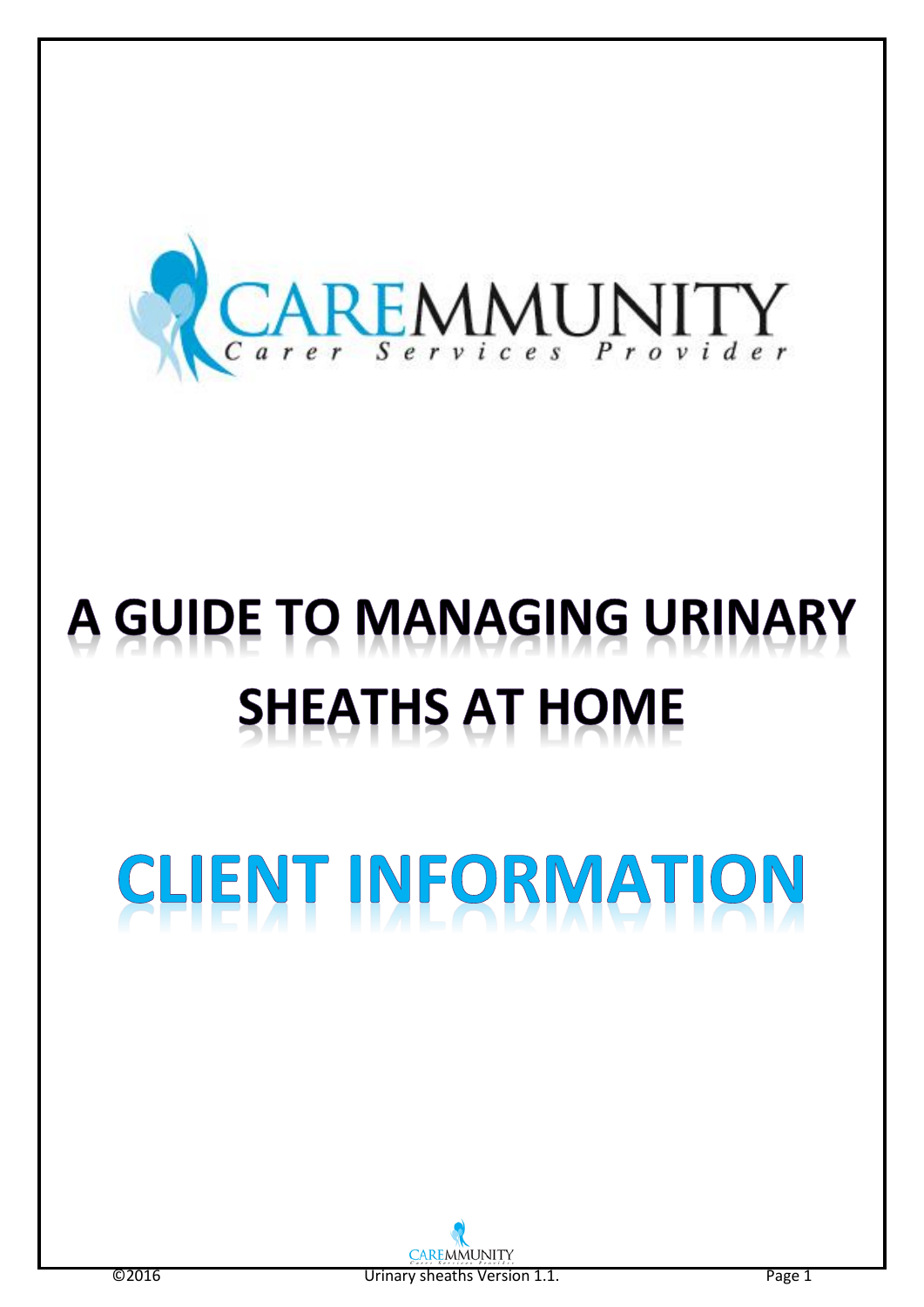CAREMMUNITY

Carer Services Provider

# A GUIDE TO MANAGING URINARY SHEATHS AT HOME

# CLIENT INFORMATION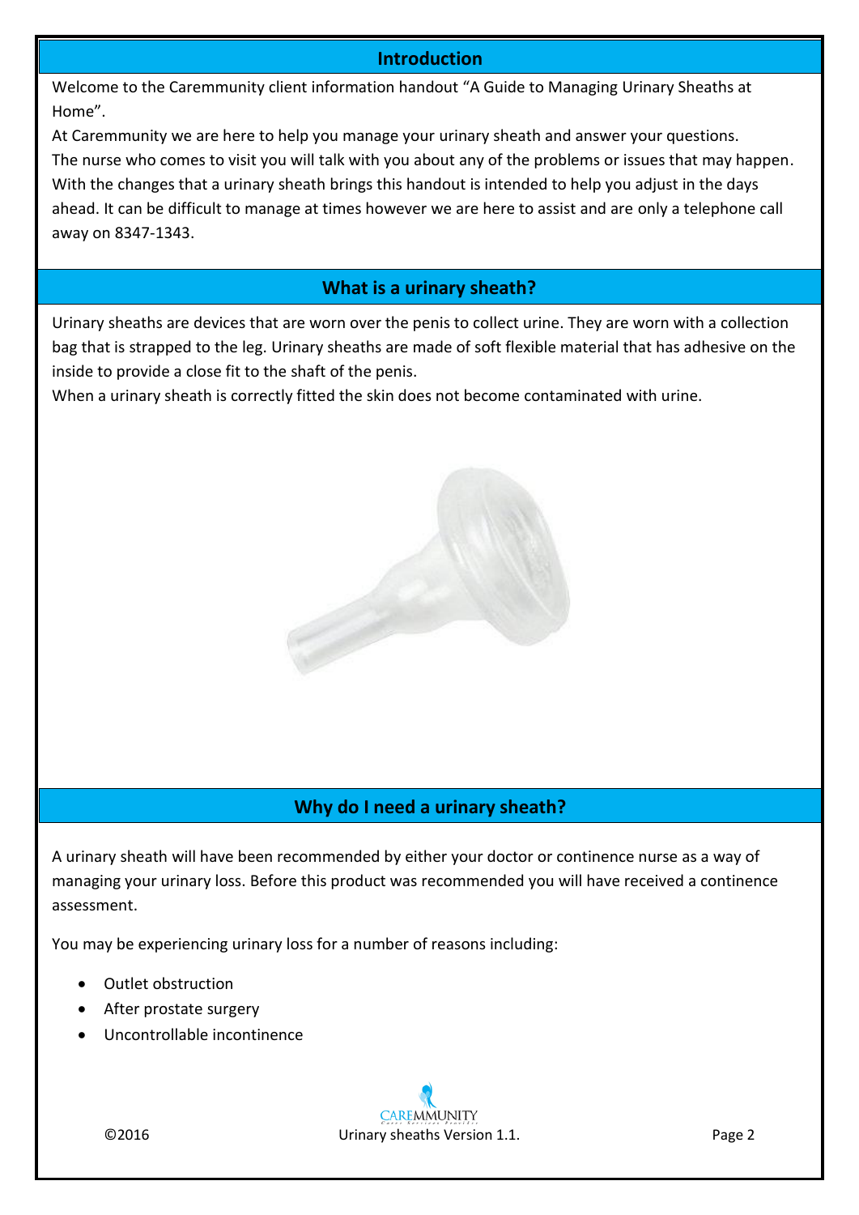## Introduction

Welcome to the Caremmunity client information handout "A Guide to Managing Urinary Sheaths at Home".

At Caremmunity we are here to help you manage your urinary sheath and answer your questions.

The nurse who comes to visit you will talk with you about any of the problems or issues that may happen. With the changes that a urinary sheath brings this handout is intended to help you adjust in the days ahead. It can be difficult to manage at times however we are here to assist and are only a telephone call away on 8347-1343.

## What is a urinary sheath?

Urinary sheaths are devices that are worn over the penis to collect urine. They are worn with a collection bag that is strapped to the leg. Urinary sheaths are made of soft flexible material that has adhesive on the inside to provide a close fit to the shaft of the penis.

When a urinary sheath is correctly fitted the skin does not become contaminated with urine.

## Why do I need a urinary sheath?

A urinary sheath will have been recommended by either your doctor or continence nurse as a way of managing your urinary loss. Before this product was recommended you will have received a continence assessment.

You may be experiencing urinary loss for a number of reasons including:

- Outlet obstruction
- After prostate surgery
- Uncontrollable incontinence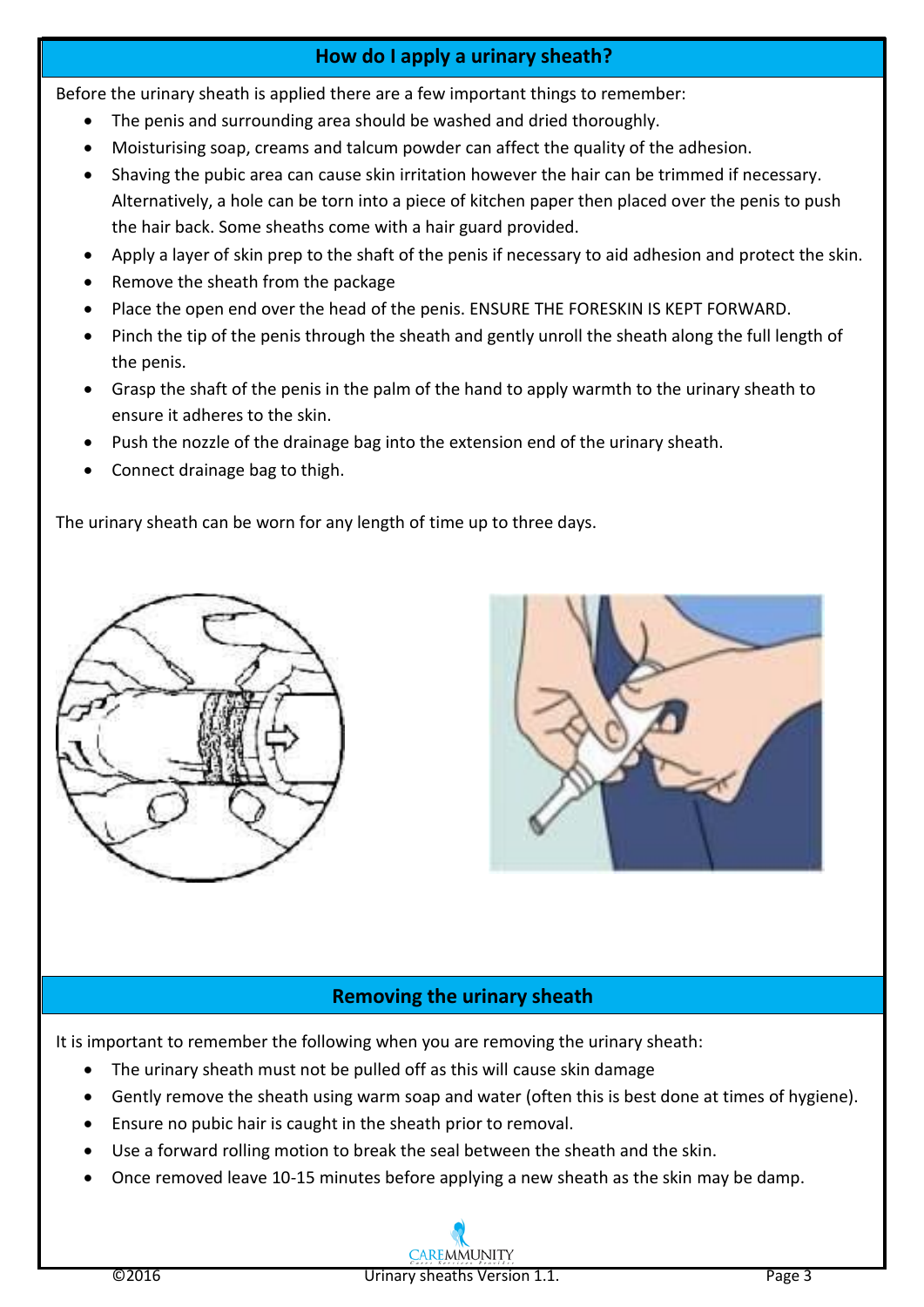## How do I apply a urinary sheath?

Before the urinary sheath is applied there are a few important things to remember:

- The penis and surrounding area should be washed and dried thoroughly.
- Moisturising soap, creams and talcum powder can affect the quality of the adhesion.
- Shaving the pubic area can cause skin irritation however the hair can be trimmed if necessary. Alternatively, a hole can be torn into a piece of kitchen paper then placed over the penis to push the hair back. Some sheaths come with a hair guard provided.
- Apply a layer of skin prep to the shaft of the penis if necessary to aid adhesion and protect the skin.
- Remove the sheath from the package
- Place the open end over the head of the penis. ENSURE THE FORESKIN IS KEPT FORWARD.
- Pinch the tip of the penis through the sheath and gently unroll the sheath along the full length of the penis.
- Grasp the shaft of the penis in the palm of the hand to apply warmth to the urinary sheath to ensure it adheres to the skin.
- Push the nozzle of the drainage bag into the extension end of the urinary sheath.
- Connect drainage bag to thigh.

The urinary sheath can be worn for any length of time up to three days.

## Removing the urinary sheath

It is important to remember the following when you are removing the urinary sheath:

- The urinary sheath must not be pulled off as this will cause skin damage
- Gently remove the sheath using warm soap and water (often this is best done at times of hygiene).
- Ensure no pubic hair is caught in the sheath prior to removal.
- Use a forward rolling motion to break the seal between the sheath and the skin.
- Once removed leave 10-15 minutes before applying a new sheath as the skin may be damp.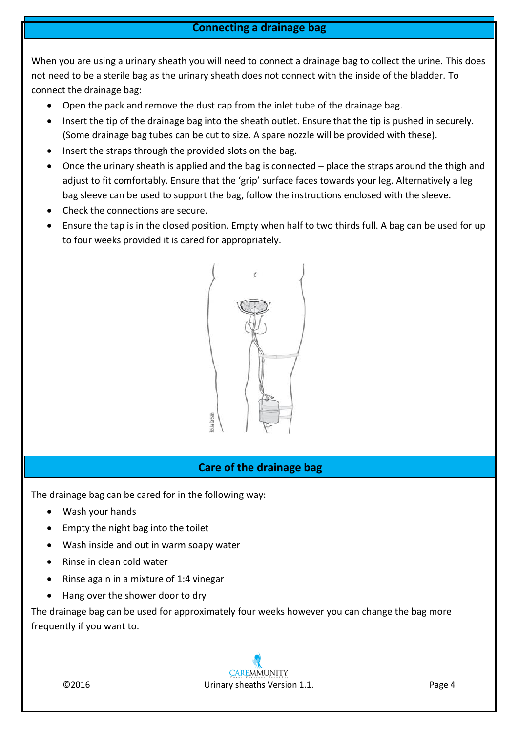## Connecting a drainage bag

When you are using a urinary sheath you will need to connect a drainage bag to collect the urine. This does not need to be a sterile bag as the urinary sheath does not connect with the inside of the bladder. To connect the drainage bag:

- Open the pack and remove the dust cap from the inlet tube of the drainage bag.
- Insert the tip of the drainage bag into the sheath outlet. Ensure that the tip is pushed in securely. (Some drainage bag tubes can be cut to size. A spare nozzle will be provided with these).
- Insert the straps through the provided slots on the bag.
- Once the urinary sheath is applied and the bag is connected – place the straps around the thigh and adjust to fit comfortably. Ensure that the 'grip' surface faces towards your leg. Alternatively a leg bag sleeve can be used to support the bag, follow the instructions enclosed with the sleeve.
- Check the connections are secure.
- Ensure the tap is in the closed position. Empty when half to two thirds full. A bag can be used for up to four weeks provided it is cared for appropriately.

## Care of the drainage bag

The drainage bag can be cared for in the following way:

- Wash your hands
- Empty the night bag into the toilet
- Wash inside and out in warm soapy water
- Rinse in clean cold water
- Rinse again in a mixture of 1:4 vinegar
- Hang over the shower door to dry

The drainage bag can be used for approximately four weeks however you can change the bag more frequently if you want to.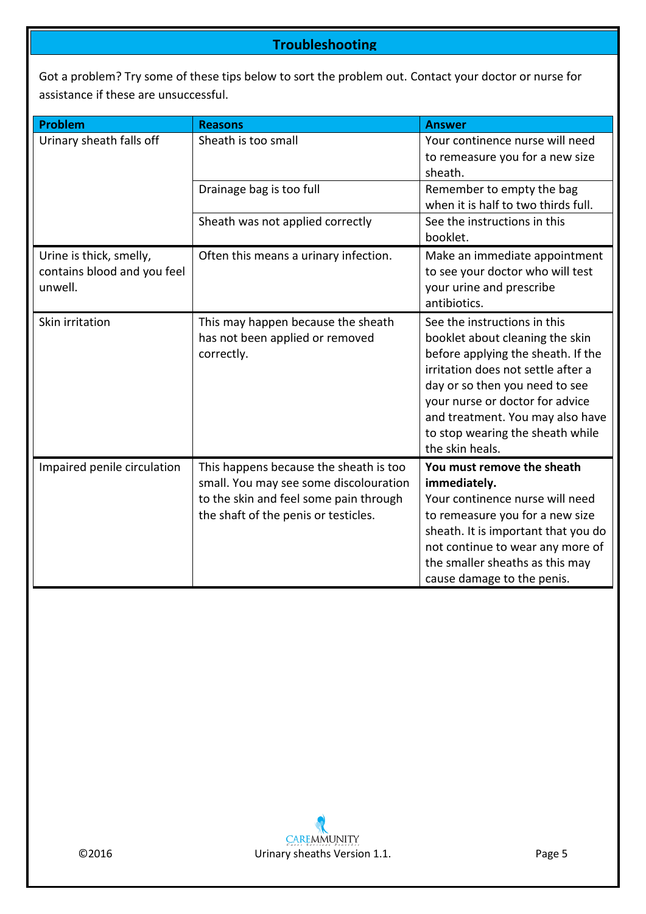## Troubleshooting

Got a problem? Try some of these tips below to sort the problem out. Contact your doctor or nurse for assistance if these are unsuccessful.

| Problem | Reasons | Answer |
| --- | --- | --- |
| Urinary sheath falls off | Sheath is too small | Your continence nurse will need to remeasure you for a new size sheath. |
| | Drainage bag is too full | Remember to empty the bag when it is half to two thirds full. |
| | Sheath was not applied correctly | See the instructions in this booklet. |
| Urine is thick, smelly, contains blood and you feel unwell. | Often this means a urinary infection. | Make an immediate appointment to see your doctor who will test your urine and prescribe antibiotics. |
| Skin irritation | This may happen because the sheath has not been applied or removed correctly. | See the instructions in this booklet about cleaning the skin before applying the sheath. If the irritation does not settle after a day or so then you need to see your nurse or doctor for advice and treatment. You may also have to stop wearing the sheath while the skin heals. |
| Impaired penile circulation | This happens because the sheath is too small. You may see some discolouration to the skin and feel some pain through the shaft of the penis or testicles. | **You must remove the sheath immediately.** Your continence nurse will need to remeasure you for a new size sheath. It is important that you do not continue to wear any more of the smaller sheaths as this may cause damage to the penis. |